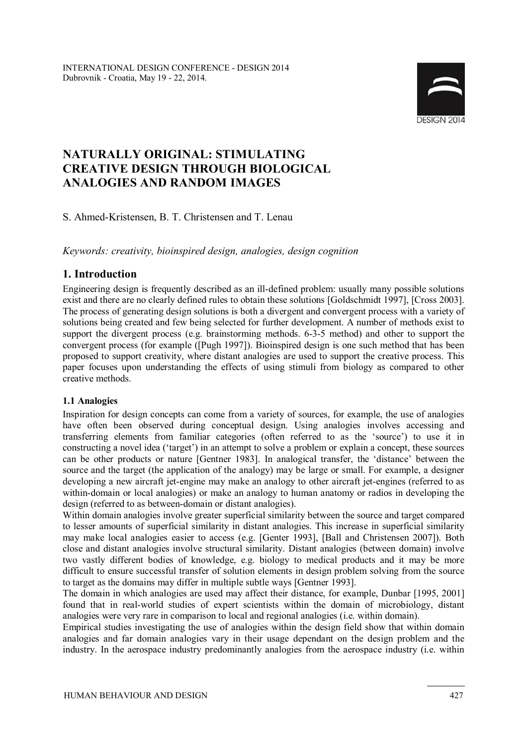# NATURALLY ORIGINAL: STIMULATING CREATIVE DESIGN THROUGH BIOLOGICAL ANALOGIES AND RANDOM IMAGES

S. Ahmed-Kristensen, B. T. Christensen and T. Lenau

*Keywords: creativity, bioinspired design, analogies, design cognition*

## 1. Introduction

Engineering design is frequently described as an ill-defined problem: usually many possible solutions exist and there are no clearly defined rules to obtain these solutions [Goldschmidt 1997], [Cross 2003]. The process of generating design solutions is both a divergent and convergent process with a variety of solutions being created and few being selected for further development. A number of methods exist to support the divergent process (e.g. brainstorming methods. 6-3-5 method) and other to support the convergent process (for example ([Pugh 1997]). Bioinspired design is one such method that has been proposed to support creativity, where distant analogies are used to support the creative process. This paper focuses upon understanding the effects of using stimuli from biology as compared to other creative methods.

### 1.1 Analogies

Inspiration for design concepts can come from a variety of sources, for example, the use of analogies have often been observed during conceptual design. Using analogies involves accessing and transferring elements from familiar categories (often referred to as the 'source') to use it in constructing a novel idea ('target') in an attempt to solve a problem or explain a concept, these sources can be other products or nature [Gentner 1983]. In analogical transfer, the 'distance' between the source and the target (the application of the analogy) may be large or small. For example, a designer developing a new aircraft jet-engine may make an analogy to other aircraft jet-engines (referred to as within-domain or local analogies) or make an analogy to human anatomy or radios in developing the design (referred to as between-domain or distant analogies).

Within domain analogies involve greater superficial similarity between the source and target compared to lesser amounts of superficial similarity in distant analogies. This increase in superficial similarity may make local analogies easier to access (e.g. [Genter 1993], [Ball and Christensen 2007]). Both close and distant analogies involve structural similarity. Distant analogies (between domain) involve two vastly different bodies of knowledge, e.g. biology to medical products and it may be more difficult to ensure successful transfer of solution elements in design problem solving from the source to target as the domains may differ in multiple subtle ways [Gentner 1993].

The domain in which analogies are used may affect their distance, for example, Dunbar [1995, 2001] found that in real-world studies of expert scientists within the domain of microbiology, distant analogies were very rare in comparison to local and regional analogies (i.e. within domain).

Empirical studies investigating the use of analogies within the design field show that within domain analogies and far domain analogies vary in their usage dependant on the design problem and the industry. In the aerospace industry predominantly analogies from the aerospace industry (i.e. within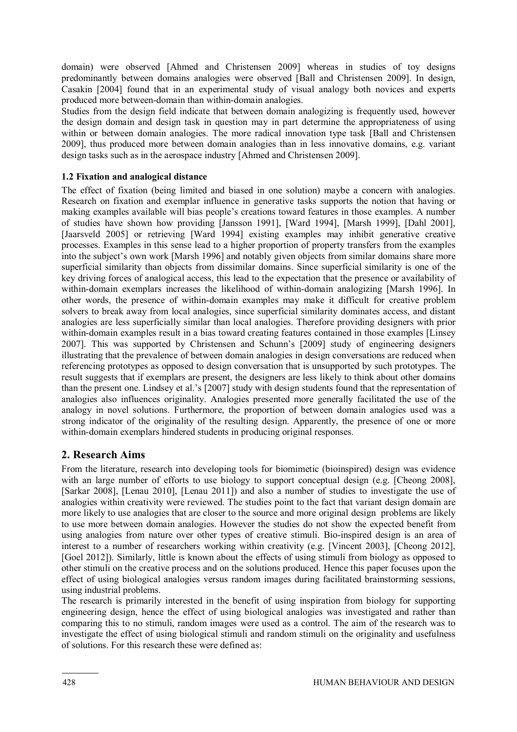domain) were observed [Ahmed and Christensen 2009] whereas in studies of toy designs predominantly between domains analogies were observed [Ball and Christensen 2009]. In design, Casakin [2004] found that in an experimental study of visual analogy both novices and experts produced more between-domain than within-domain analogies.

Studies from the design field indicate that between domain analogizing is frequently used, however the design domain and design task in question may in part determine the appropriateness of using within or between domain analogies. The more radical innovation type task [Ball and Christensen 2009], thus produced more between domain analogies than in less innovative domains, e.g. variant design tasks such as in the aerospace industry [Ahmed and Christensen 2009].

### 1.2 Fixation and analogical distance

The effect of fixation (being limited and biased in one solution) maybe a concern with analogies. Research on fixation and exemplar influence in generative tasks supports the notion that having or making examples available will bias people's creations toward features in those examples. A number of studies have shown how providing [Jansson 1991], [Ward 1994], [Marsh 1999], [Dahl 2001], [Jaarsveld 2005] or retrieving [Ward 1994] existing examples may inhibit generative creative processes. Examples in this sense lead to a higher proportion of property transfers from the examples into the subject's own work [Marsh 1996] and notably given objects from similar domains share more superficial similarity than objects from dissimilar domains. Since superficial similarity is one of the key driving forces of analogical access, this lead to the expectation that the presence or availability of within-domain exemplars increases the likelihood of within-domain analogizing [Marsh 1996]. In other words, the presence of within-domain examples may make it difficult for creative problem solvers to break away from local analogies, since superficial similarity dominates access, and distant analogies are less superficially similar than local analogies. Therefore providing designers with prior within-domain examples result in a bias toward creating features contained in those examples [Linsey 2007]. This was supported by Christensen and Schunn's [2009] study of engineering designers illustrating that the prevalence of between domain analogies in design conversations are reduced when referencing prototypes as opposed to design conversation that is unsupported by such prototypes. The result suggests that if exemplars are present, the designers are less likely to think about other domains than the present one. Lindsey et al.'s [2007] study with design students found that the representation of analogies also influences originality. Analogies presented more generally facilitated the use of the analogy in novel solutions. Furthermore, the proportion of between domain analogies used was a strong indicator of the originality of the resulting design. Apparently, the presence of one or more within-domain exemplars hindered students in producing original responses.

## 2. Research Aims

From the literature, research into developing tools for biomimetic (bioinspired) design was evidence with an large number of efforts to use biology to support conceptual design (e.g. [Cheong 2008], [Sarkar 2008], [Lenau 2010], [Lenau 2011]) and also a number of studies to investigate the use of analogies within creativity were reviewed. The studies point to the fact that variant design domain are more likely to use analogies that are closer to the source and more original design problems are likely to use more between domain analogies. However the studies do not show the expected benefit from using analogies from nature over other types of creative stimuli. Bio-inspired design is an area of interest to a number of researchers working within creativity (e.g. [Vincent 2003], [Cheong 2012], [Goel 2012]). Similarly, little is known about the effects of using stimuli from biology as opposed to other stimuli on the creative process and on the solutions produced. Hence this paper focuses upon the effect of using biological analogies versus random images during facilitated brainstorming sessions, using industrial problems.

The research is primarily interested in the benefit of using inspiration from biology for supporting engineering design, hence the effect of using biological analogies was investigated and rather than comparing this to no stimuli, random images were used as a control. The aim of the research was to investigate the effect of using biological stimuli and random stimuli on the originality and usefulness of solutions. For this research these were defined as: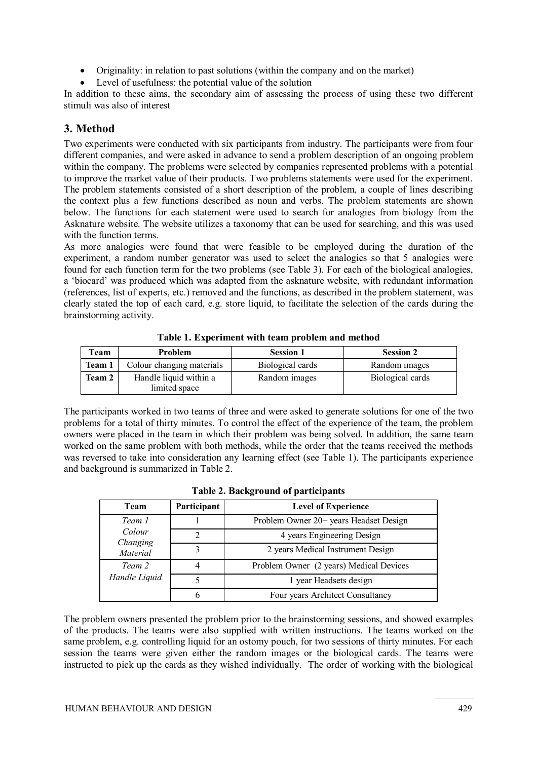- Originality: in relation to past solutions (within the company and on the market)
- Level of usefulness: the potential value of the solution

In addition to these aims, the secondary aim of assessing the process of using these two different stimuli was also of interest

## 3. Method

Two experiments were conducted with six participants from industry. The participants were from four different companies, and were asked in advance to send a problem description of an ongoing problem within the company. The problems were selected by companies represented problems with a potential to improve the market value of their products. Two problems statements were used for the experiment. The problem statements consisted of a short description of the problem, a couple of lines describing the context plus a few functions described as noun and verbs. The problem statements are shown below. The functions for each statement were used to search for analogies from biology from the Asknature website. The website utilizes a taxonomy that can be used for searching, and this was used with the function terms.

As more analogies were found that were feasible to be employed during the duration of the experiment, a random number generator was used to select the analogies so that 5 analogies were found for each function term for the two problems (see Table 3). For each of the biological analogies, a 'biocard' was produced which was adapted from the asknature website, with redundant information (references, list of experts, etc.) removed and the functions, as described in the problem statement, was clearly stated the top of each card, e.g. store liquid, to facilitate the selection of the cards during the brainstorming activity.

**Table 1. Experiment with team problem and method**

| Team | Problem | Session 1 | Session 2 |
|---|---|---|---|
| **Team 1** | Colour changing materials | Biological cards | Random images |
| **Team 2** | Handle liquid within a limited space | Random images | Biological cards |

The participants worked in two teams of three and were asked to generate solutions for one of the two problems for a total of thirty minutes. To control the effect of the experience of the team, the problem owners were placed in the team in which their problem was being solved. In addition, the same team worked on the same problem with both methods, while the order that the teams received the methods was reversed to take into consideration any learning effect (see Table 1). The participants experience and background is summarized in Table 2.

**Table 2. Background of participants**

| Team | Participant | Level of Experience |
|---|---|---|
| *Team 1 Colour Changing Material* | 1 | Problem Owner 20+ years Headset Design |
| | 2 | 4 years Engineering Design |
| | 3 | 2 years Medical Instrument Design |
| *Team 2 Handle Liquid* | 4 | Problem Owner (2 years) Medical Devices |
| | 5 | 1 year Headsets design |
| | 6 | Four years Architect Consultancy |

The problem owners presented the problem prior to the brainstorming sessions, and showed examples of the products. The teams were also supplied with written instructions. The teams worked on the same problem, e.g. controlling liquid for an ostomy pouch, for two sessions of thirty minutes. For each session the teams were given either the random images or the biological cards. The teams were instructed to pick up the cards as they wished individually. The order of working with the biological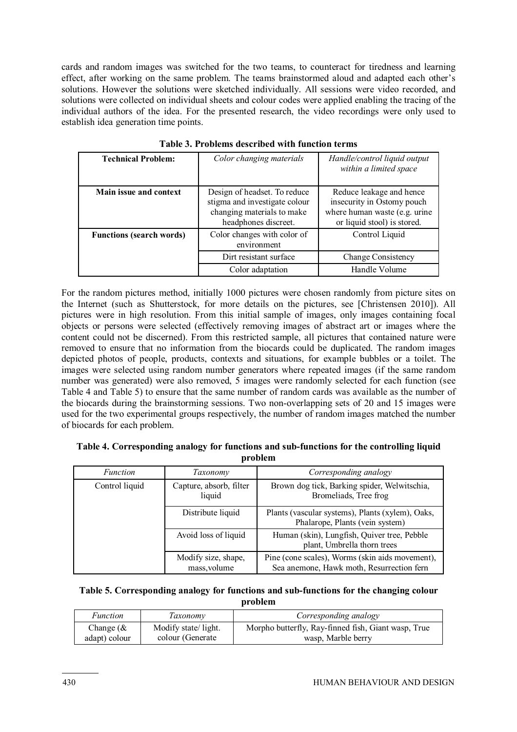cards and random images was switched for the two teams, to counteract for tiredness and learning effect, after working on the same problem. The teams brainstormed aloud and adapted each other's solutions. However the solutions were sketched individually. All sessions were video recorded, and solutions were collected on individual sheets and colour codes were applied enabling the tracing of the individual authors of the idea. For the presented research, the video recordings were only used to establish idea generation time points.

**Table 3. Problems described with function terms**

| **Technical Problem:** | *Color changing materials* | *Handle/control liquid output within a limited space* |
|---|---|---|
| **Main issue and context** | Design of headset. To reduce stigma and investigate colour changing materials to make headphones discreet. | Reduce leakage and hence insecurity in Ostomy pouch where human waste (e.g. urine or liquid stool) is stored. |
| **Functions (search words)** | Color changes with color of environment | Control Liquid |
| | Dirt resistant surface | Change Consistency |
| | Color adaptation | Handle Volume |

For the random pictures method, initially 1000 pictures were chosen randomly from picture sites on the Internet (such as Shutterstock, for more details on the pictures, see [Christensen 2010]). All pictures were in high resolution. From this initial sample of images, only images containing focal objects or persons were selected (effectively removing images of abstract art or images where the content could not be discerned). From this restricted sample, all pictures that contained nature were removed to ensure that no information from the biocards could be duplicated. The random images depicted photos of people, products, contexts and situations, for example bubbles or a toilet. The images were selected using random number generators where repeated images (if the same random number was generated) were also removed, 5 images were randomly selected for each function (see Table 4 and Table 5) to ensure that the same number of random cards was available as the number of the biocards during the brainstorming sessions. Two non-overlapping sets of 20 and 15 images were used for the two experimental groups respectively, the number of random images matched the number of biocards for each problem.

**Table 4. Corresponding analogy for functions and sub-functions for the controlling liquid problem**

| *Function* | *Taxonomy* | *Corresponding analogy* |
|---|---|---|
| Control liquid | Capture, absorb, filter liquid | Brown dog tick, Barking spider, Welwitschia, Bromeliads, Tree frog |
| | Distribute liquid | Plants (vascular systems), Plants (xylem), Oaks, Phalarope, Plants (vein system) |
| | Avoid loss of liquid | Human (skin), Lungfish, Quiver tree, Pebble plant, Umbrella thorn trees |
| | Modify size, shape, mass,volume | Pine (cone scales), Worms (skin aids movement), Sea anemone, Hawk moth, Resurrection fern |

**Table 5. Corresponding analogy for functions and sub-functions for the changing colour problem**

| *Function* | *Taxonomy* | *Corresponding analogy* |
|---|---|---|
| Change (& adapt) colour | Modify state/ light. colour (Generate | Morpho butterfly, Ray-finned fish, Giant wasp, True wasp, Marble berry |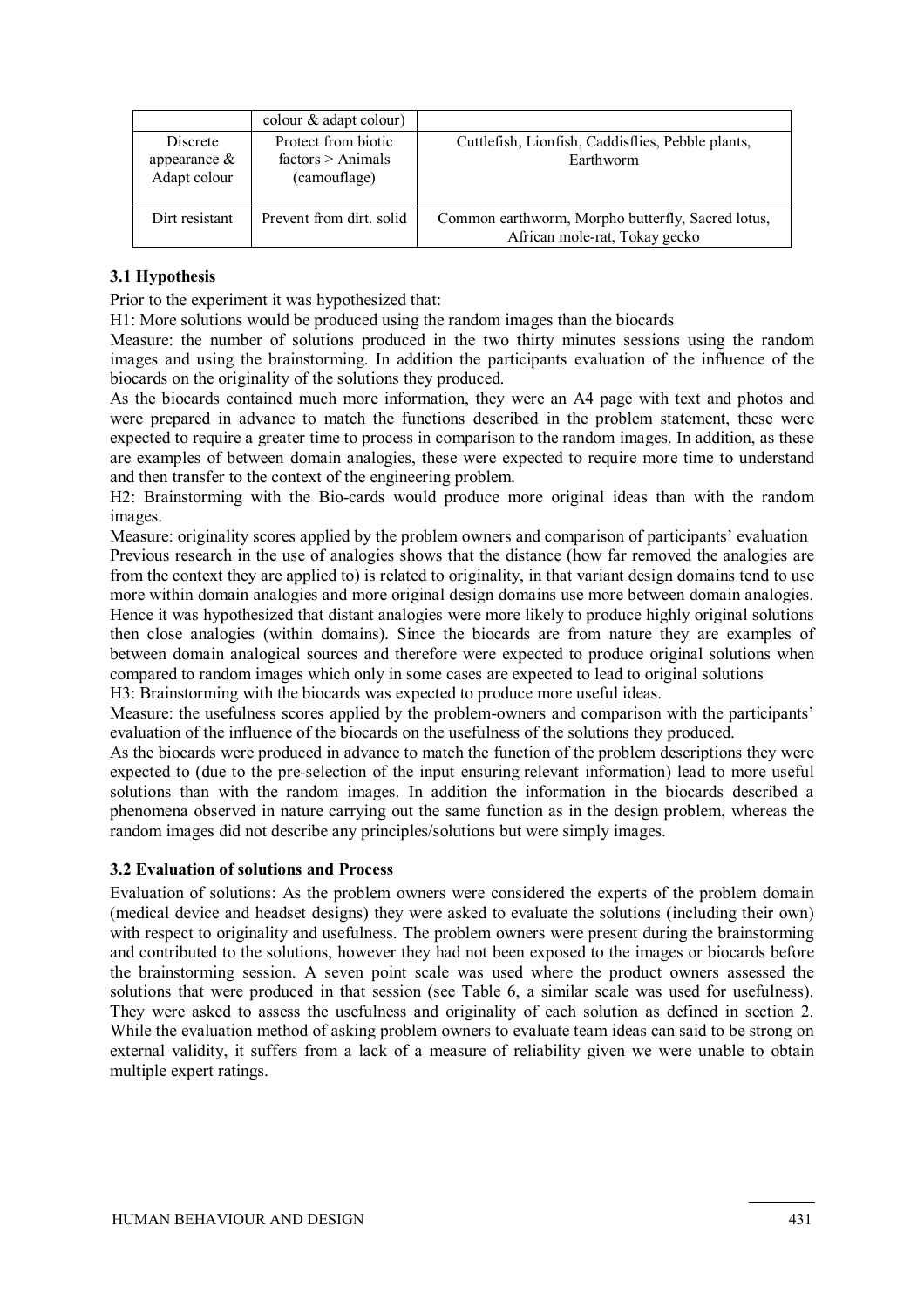| | colour & adapt colour) | |
|---|---|---|
| Discrete appearance & Adapt colour | Protect from biotic factors > Animals (camouflage) | Cuttlefish, Lionfish, Caddisflies, Pebble plants, Earthworm |
| Dirt resistant | Prevent from dirt. solid | Common earthworm, Morpho butterfly, Sacred lotus, African mole-rat, Tokay gecko |

### 3.1 Hypothesis

Prior to the experiment it was hypothesized that:

H1: More solutions would be produced using the random images than the biocards

Measure: the number of solutions produced in the two thirty minutes sessions using the random images and using the brainstorming. In addition the participants evaluation of the influence of the biocards on the originality of the solutions they produced.

As the biocards contained much more information, they were an A4 page with text and photos and were prepared in advance to match the functions described in the problem statement, these were expected to require a greater time to process in comparison to the random images. In addition, as these are examples of between domain analogies, these were expected to require more time to understand and then transfer to the context of the engineering problem.

H2: Brainstorming with the Bio-cards would produce more original ideas than with the random images.

Measure: originality scores applied by the problem owners and comparison of participants' evaluation

Previous research in the use of analogies shows that the distance (how far removed the analogies are from the context they are applied to) is related to originality, in that variant design domains tend to use more within domain analogies and more original design domains use more between domain analogies. Hence it was hypothesized that distant analogies were more likely to produce highly original solutions then close analogies (within domains). Since the biocards are from nature they are examples of between domain analogical sources and therefore were expected to produce original solutions when compared to random images which only in some cases are expected to lead to original solutions

H3: Brainstorming with the biocards was expected to produce more useful ideas.

Measure: the usefulness scores applied by the problem-owners and comparison with the participants' evaluation of the influence of the biocards on the usefulness of the solutions they produced.

As the biocards were produced in advance to match the function of the problem descriptions they were expected to (due to the pre-selection of the input ensuring relevant information) lead to more useful solutions than with the random images. In addition the information in the biocards described a phenomena observed in nature carrying out the same function as in the design problem, whereas the random images did not describe any principles/solutions but were simply images.

### 3.2 Evaluation of solutions and Process

Evaluation of solutions: As the problem owners were considered the experts of the problem domain (medical device and headset designs) they were asked to evaluate the solutions (including their own) with respect to originality and usefulness. The problem owners were present during the brainstorming and contributed to the solutions, however they had not been exposed to the images or biocards before the brainstorming session. A seven point scale was used where the product owners assessed the solutions that were produced in that session (see Table 6, a similar scale was used for usefulness). They were asked to assess the usefulness and originality of each solution as defined in section 2. While the evaluation method of asking problem owners to evaluate team ideas can said to be strong on external validity, it suffers from a lack of a measure of reliability given we were unable to obtain multiple expert ratings.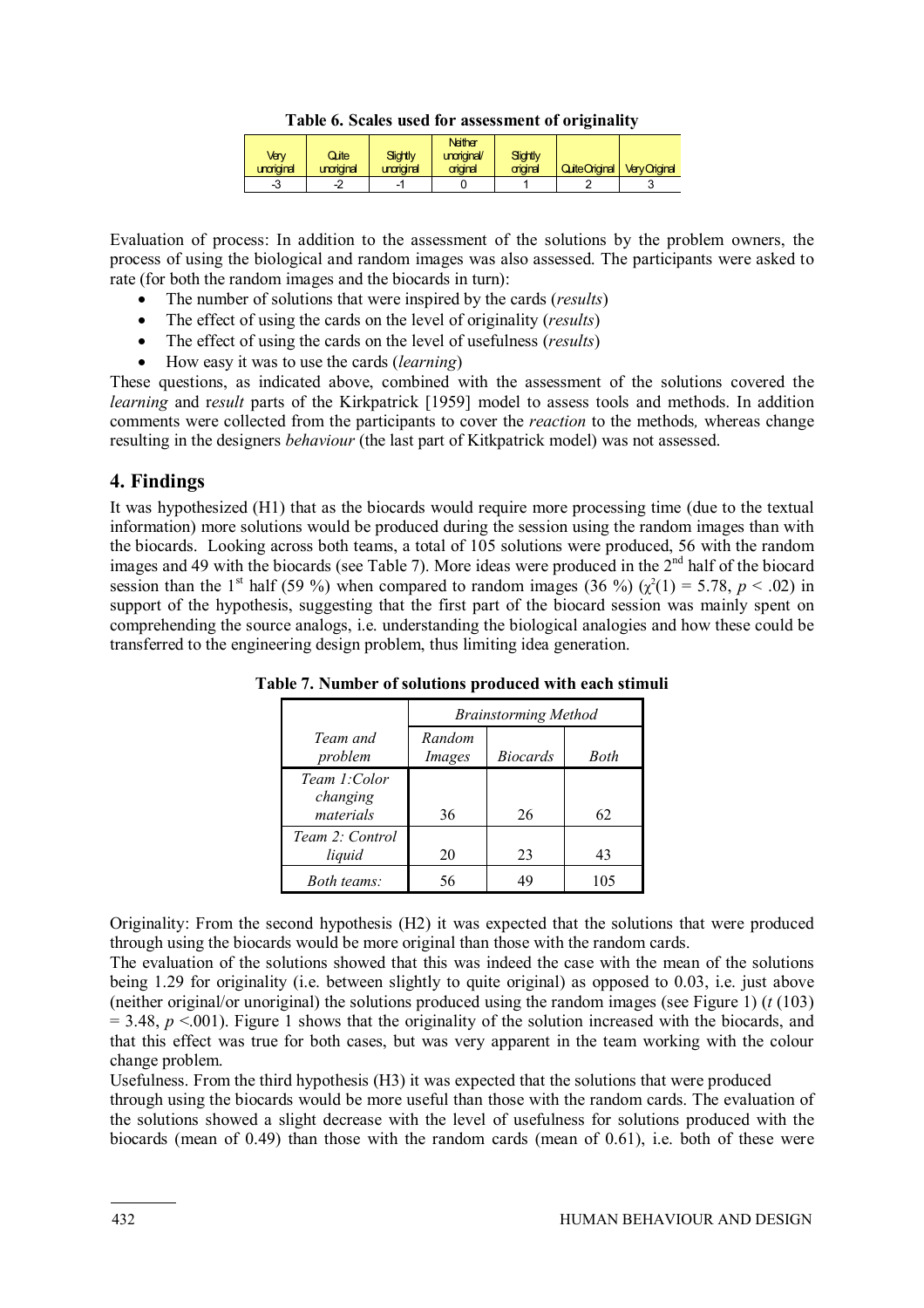**Table 6. Scales used for assessment of originality**

| Very unoriginal | Quite unoriginal | Slightly unoriginal | Neither unoriginal/ original | Slightly original | Quite Original | Very Original |
|---|---|---|---|---|---|---|
| -3 | -2 | -1 | 0 | 1 | 2 | 3 |

Evaluation of process: In addition to the assessment of the solutions by the problem owners, the process of using the biological and random images was also assessed. The participants were asked to rate (for both the random images and the biocards in turn):

- The number of solutions that were inspired by the cards (*results*)
- The effect of using the cards on the level of originality (*results*)
- The effect of using the cards on the level of usefulness (*results*)
- How easy it was to use the cards (*learning*)

These questions, as indicated above, combined with the assessment of the solutions covered the *learning* and r*esult* parts of the Kirkpatrick [1959] model to assess tools and methods. In addition comments were collected from the participants to cover the *reaction* to the methods*,* whereas change resulting in the designers *behaviour* (the last part of Kitkpatrick model) was not assessed.

## 4. Findings

It was hypothesized (H1) that as the biocards would require more processing time (due to the textual information) more solutions would be produced during the session using the random images than with the biocards. Looking across both teams, a total of 105 solutions were produced, 56 with the random images and 49 with the biocards (see Table 7). More ideas were produced in the 2nd half of the biocard session than the 1st half (59 %) when compared to random images (36 %) ($\chi^2(1) = 5.78$, $p < .02$) in support of the hypothesis, suggesting that the first part of the biocard session was mainly spent on comprehending the source analogs, i.e. understanding the biological analogies and how these could be transferred to the engineering design problem, thus limiting idea generation.

**Table 7. Number of solutions produced with each stimuli**

| | *Brainstorming Method* | | |
|---|---|---|---|
| *Team and problem* | *Random Images* | *Biocards* | *Both* |
| *Team 1:Color changing materials* | 36 | 26 | 62 |
| *Team 2: Control liquid* | 20 | 23 | 43 |
| *Both teams:* | 56 | 49 | 105 |

Originality: From the second hypothesis (H2) it was expected that the solutions that were produced through using the biocards would be more original than those with the random cards.

The evaluation of the solutions showed that this was indeed the case with the mean of the solutions being 1.29 for originality (i.e. between slightly to quite original) as opposed to 0.03, i.e. just above (neither original/or unoriginal) the solutions produced using the random images (see Figure 1) ($t(103) = 3.48$, $p < .001$). Figure 1 shows that the originality of the solution increased with the biocards, and that this effect was true for both cases, but was very apparent in the team working with the colour change problem.

Usefulness. From the third hypothesis (H3) it was expected that the solutions that were produced through using the biocards would be more useful than those with the random cards. The evaluation of the solutions showed a slight decrease with the level of usefulness for solutions produced with the biocards (mean of 0.49) than those with the random cards (mean of 0.61), i.e. both of these were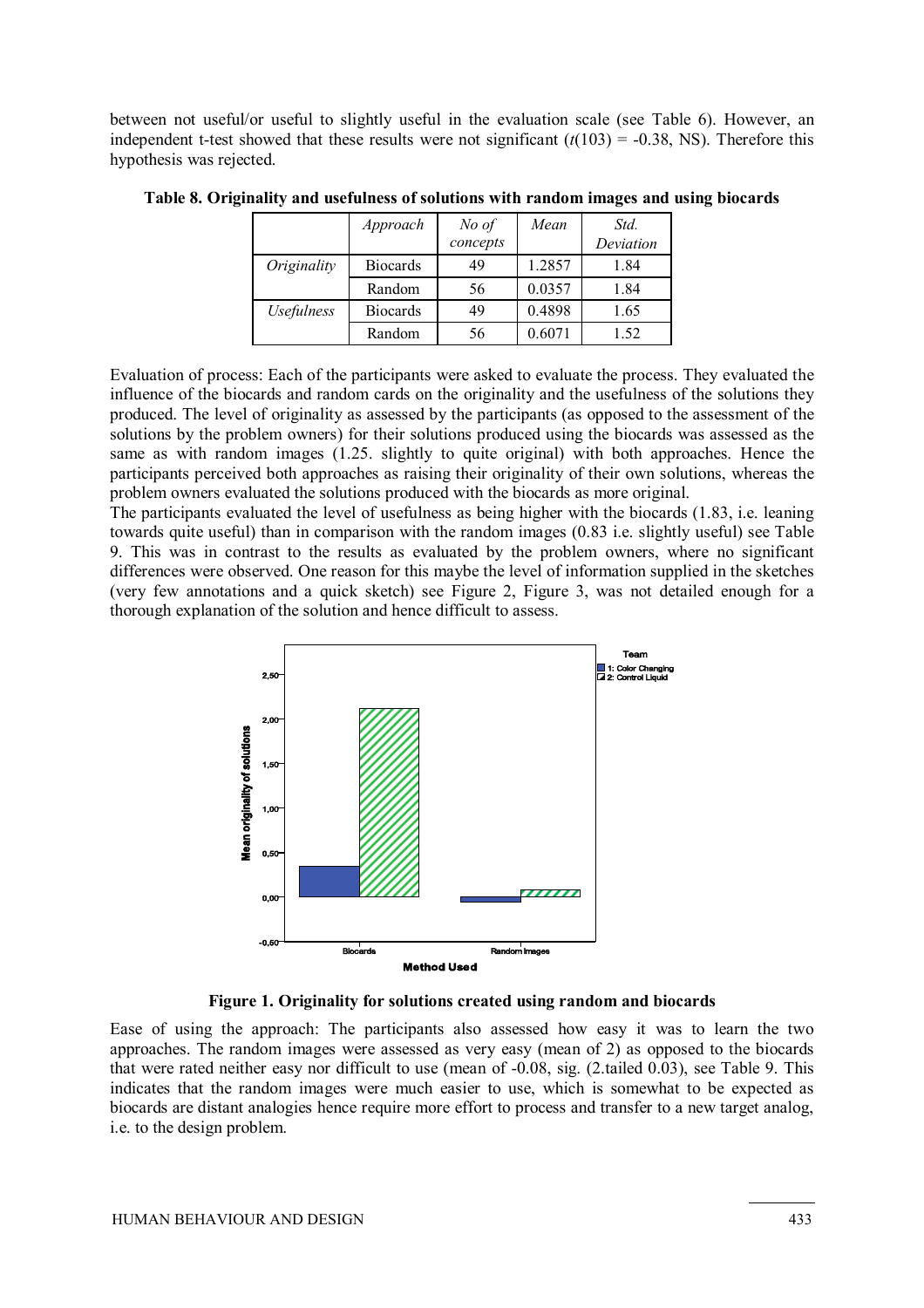between not useful/or useful to slightly useful in the evaluation scale (see Table 6). However, an independent t-test showed that these results were not significant ($t(103) = -0.38$, NS). Therefore this hypothesis was rejected.

**Table 8. Originality and usefulness of solutions with random images and using biocards**

| | *Approach* | *No of concepts* | *Mean* | *Std. Deviation* |
|---|---|---|---|---|
| *Originality* | Biocards | 49 | 1.2857 | 1.84 |
| | Random | 56 | 0.0357 | 1.84 |
| *Usefulness* | Biocards | 49 | 0.4898 | 1.65 |
| | Random | 56 | 0.6071 | 1.52 |

Evaluation of process: Each of the participants were asked to evaluate the process. They evaluated the influence of the biocards and random cards on the originality and the usefulness of the solutions they produced. The level of originality as assessed by the participants (as opposed to the assessment of the solutions by the problem owners) for their solutions produced using the biocards was assessed as the same as with random images (1.25. slightly to quite original) with both approaches. Hence the participants perceived both approaches as raising their originality of their own solutions, whereas the problem owners evaluated the solutions produced with the biocards as more original.

The participants evaluated the level of usefulness as being higher with the biocards (1.83, i.e. leaning towards quite useful) than in comparison with the random images (0.83 i.e. slightly useful) see Table 9. This was in contrast to the results as evaluated by the problem owners, where no significant differences were observed. One reason for this maybe the level of information supplied in the sketches (very few annotations and a quick sketch) see Figure 2, Figure 3, was not detailed enough for a thorough explanation of the solution and hence difficult to assess.

**Figure 1. Originality for solutions created using random and biocards**

Ease of using the approach: The participants also assessed how easy it was to learn the two approaches. The random images were assessed as very easy (mean of 2) as opposed to the biocards that were rated neither easy nor difficult to use (mean of -0.08, sig. (2.tailed 0.03), see Table 9. This indicates that the random images were much easier to use, which is somewhat to be expected as biocards are distant analogies hence require more effort to process and transfer to a new target analog, i.e. to the design problem.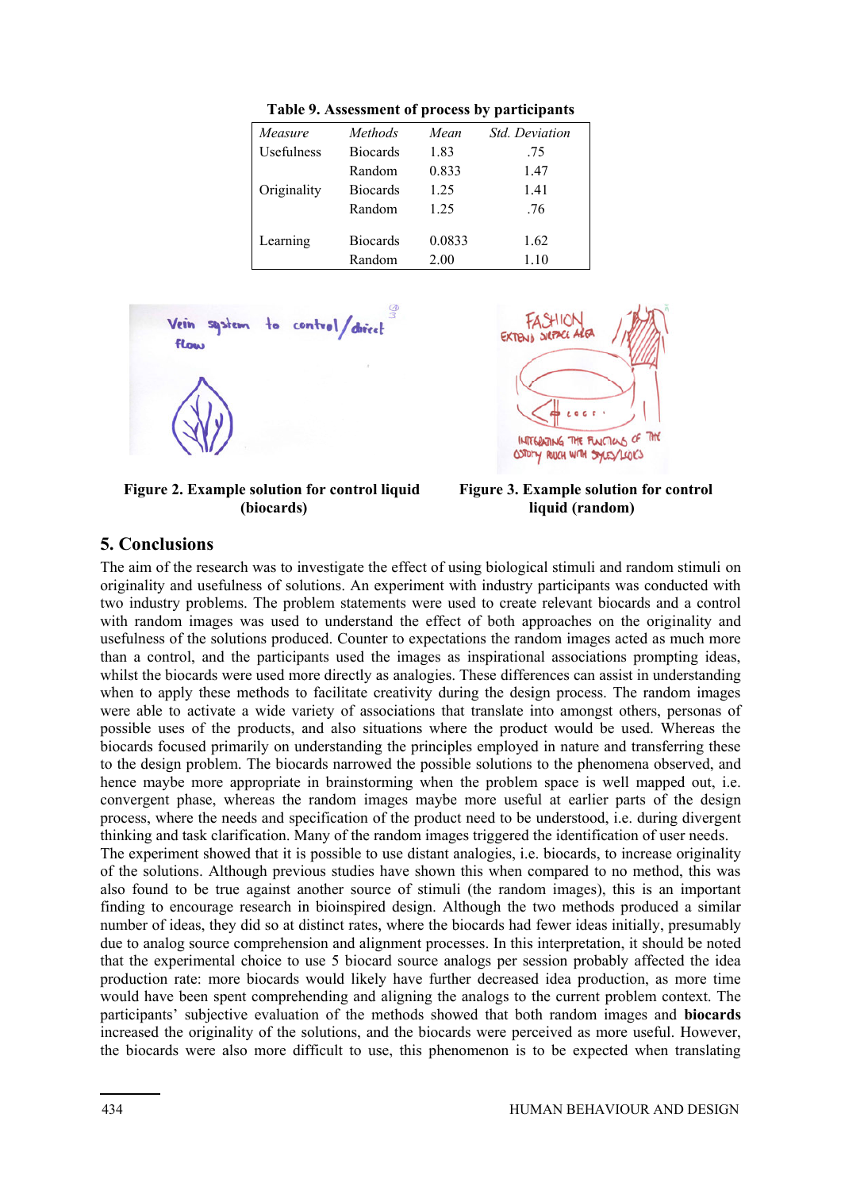**Table 9. Assessment of process by participants**

| Measure | Methods | Mean | Std. Deviation |
|---|---|---|---|
| Usefulness | Biocards | 1.83 | .75 |
| | Random | 0.833 | 1.47 |
| Originality | Biocards | 1.25 | 1.41 |
| | Random | 1.25 | .76 |
| Learning | Biocards | 0.0833 | 1.62 |
| | Random | 2.00 | 1.10 |

**Figure 2. Example solution for control liquid (biocards)**

**Figure 3. Example solution for control liquid (random)**

## 5. Conclusions

The aim of the research was to investigate the effect of using biological stimuli and random stimuli on originality and usefulness of solutions. An experiment with industry participants was conducted with two industry problems. The problem statements were used to create relevant biocards and a control with random images was used to understand the effect of both approaches on the originality and usefulness of the solutions produced. Counter to expectations the random images acted as much more than a control, and the participants used the images as inspirational associations prompting ideas, whilst the biocards were used more directly as analogies. These differences can assist in understanding when to apply these methods to facilitate creativity during the design process. The random images were able to activate a wide variety of associations that translate into amongst others, personas of possible uses of the products, and also situations where the product would be used. Whereas the biocards focused primarily on understanding the principles employed in nature and transferring these to the design problem. The biocards narrowed the possible solutions to the phenomena observed, and hence maybe more appropriate in brainstorming when the problem space is well mapped out, i.e. convergent phase, whereas the random images maybe more useful at earlier parts of the design process, where the needs and specification of the product need to be understood, i.e. during divergent thinking and task clarification. Many of the random images triggered the identification of user needs.

The experiment showed that it is possible to use distant analogies, i.e. biocards, to increase originality of the solutions. Although previous studies have shown this when compared to no method, this was also found to be true against another source of stimuli (the random images), this is an important finding to encourage research in bioinspired design. Although the two methods produced a similar number of ideas, they did so at distinct rates, where the biocards had fewer ideas initially, presumably due to analog source comprehension and alignment processes. In this interpretation, it should be noted that the experimental choice to use 5 biocard source analogs per session probably affected the idea production rate: more biocards would likely have further decreased idea production, as more time would have been spent comprehending and aligning the analogs to the current problem context. The participants' subjective evaluation of the methods showed that both random images and **biocards** increased the originality of the solutions, and the biocards were perceived as more useful. However, the biocards were also more difficult to use, this phenomenon is to be expected when translating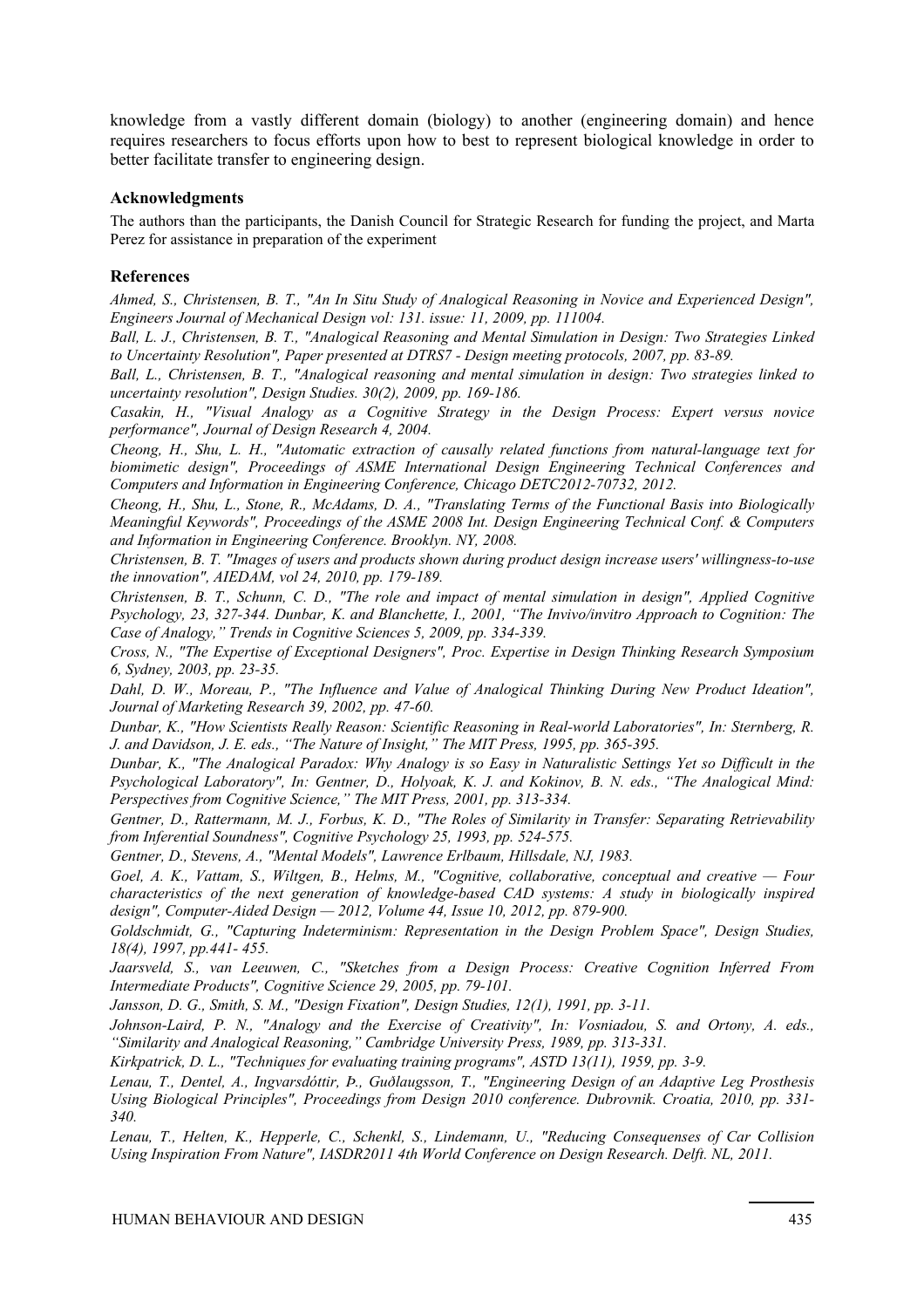knowledge from a vastly different domain (biology) to another (engineering domain) and hence requires researchers to focus efforts upon how to best to represent biological knowledge in order to better facilitate transfer to engineering design.

### Acknowledgments

The authors than the participants, the Danish Council for Strategic Research for funding the project, and Marta Perez for assistance in preparation of the experiment

### References

*Ahmed, S., Christensen, B. T., "An In Situ Study of Analogical Reasoning in Novice and Experienced Design", Engineers Journal of Mechanical Design vol: 131. issue: 11, 2009, pp. 111004.*

*Ball, L. J., Christensen, B. T., "Analogical Reasoning and Mental Simulation in Design: Two Strategies Linked to Uncertainty Resolution", Paper presented at DTRS7 - Design meeting protocols, 2007, pp. 83-89.*

*Ball, L., Christensen, B. T., "Analogical reasoning and mental simulation in design: Two strategies linked to uncertainty resolution", Design Studies. 30(2), 2009, pp. 169-186.*

*Casakin, H., "Visual Analogy as a Cognitive Strategy in the Design Process: Expert versus novice performance", Journal of Design Research 4, 2004.*

*Cheong, H., Shu, L. H., "Automatic extraction of causally related functions from natural-language text for biomimetic design", Proceedings of ASME International Design Engineering Technical Conferences and Computers and Information in Engineering Conference, Chicago DETC2012-70732, 2012.*

*Cheong, H., Shu, L., Stone, R., McAdams, D. A., "Translating Terms of the Functional Basis into Biologically Meaningful Keywords", Proceedings of the ASME 2008 Int. Design Engineering Technical Conf. & Computers and Information in Engineering Conference. Brooklyn. NY, 2008.*

*Christensen, B. T. "Images of users and products shown during product design increase users' willingness-to-use the innovation", AIEDAM, vol 24, 2010, pp. 179-189.*

*Christensen, B. T., Schunn, C. D., "The role and impact of mental simulation in design", Applied Cognitive Psychology, 23, 327-344. Dunbar, K. and Blanchette, I., 2001, "The Invivo/invitro Approach to Cognition: The Case of Analogy," Trends in Cognitive Sciences 5, 2009, pp. 334-339.*

*Cross, N., "The Expertise of Exceptional Designers", Proc. Expertise in Design Thinking Research Symposium 6, Sydney, 2003, pp. 23-35.*

*Dahl, D. W., Moreau, P., "The Influence and Value of Analogical Thinking During New Product Ideation", Journal of Marketing Research 39, 2002, pp. 47-60.*

*Dunbar, K., "How Scientists Really Reason: Scientific Reasoning in Real-world Laboratories", In: Sternberg, R. J. and Davidson, J. E. eds., "The Nature of Insight," The MIT Press, 1995, pp. 365-395.*

*Dunbar, K., "The Analogical Paradox: Why Analogy is so Easy in Naturalistic Settings Yet so Difficult in the Psychological Laboratory", In: Gentner, D., Holyoak, K. J. and Kokinov, B. N. eds., "The Analogical Mind: Perspectives from Cognitive Science," The MIT Press, 2001, pp. 313-334.*

*Gentner, D., Rattermann, M. J., Forbus, K. D., "The Roles of Similarity in Transfer: Separating Retrievability from Inferential Soundness", Cognitive Psychology 25, 1993, pp. 524-575.*

*Gentner, D., Stevens, A., "Mental Models", Lawrence Erlbaum, Hillsdale, NJ, 1983.*

*Goel, A. K., Vattam, S., Wiltgen, B., Helms, M., "Cognitive, collaborative, conceptual and creative — Four characteristics of the next generation of knowledge-based CAD systems: A study in biologically inspired design", Computer-Aided Design — 2012, Volume 44, Issue 10, 2012, pp. 879-900.*

*Goldschmidt, G., "Capturing Indeterminism: Representation in the Design Problem Space", Design Studies, 18(4), 1997, pp.441- 455.*

*Jaarsveld, S., van Leeuwen, C., "Sketches from a Design Process: Creative Cognition Inferred From Intermediate Products", Cognitive Science 29, 2005, pp. 79-101.*

*Jansson, D. G., Smith, S. M., "Design Fixation", Design Studies, 12(1), 1991, pp. 3-11.*

*Johnson-Laird, P. N., "Analogy and the Exercise of Creativity", In: Vosniadou, S. and Ortony, A. eds., "Similarity and Analogical Reasoning," Cambridge University Press, 1989, pp. 313-331.*

*Kirkpatrick, D. L., "Techniques for evaluating training programs", ASTD 13(11), 1959, pp. 3-9.*

*Lenau, T., Dentel, A., Ingvarsdóttir, Þ., Guðlaugsson, T., "Engineering Design of an Adaptive Leg Prosthesis Using Biological Principles", Proceedings from Design 2010 conference. Dubrovnik. Croatia, 2010, pp. 331-340.*

*Lenau, T., Helten, K., Hepperle, C., Schenkl, S., Lindemann, U., "Reducing Consequenses of Car Collision Using Inspiration From Nature", IASDR2011 4th World Conference on Design Research. Delft. NL, 2011.*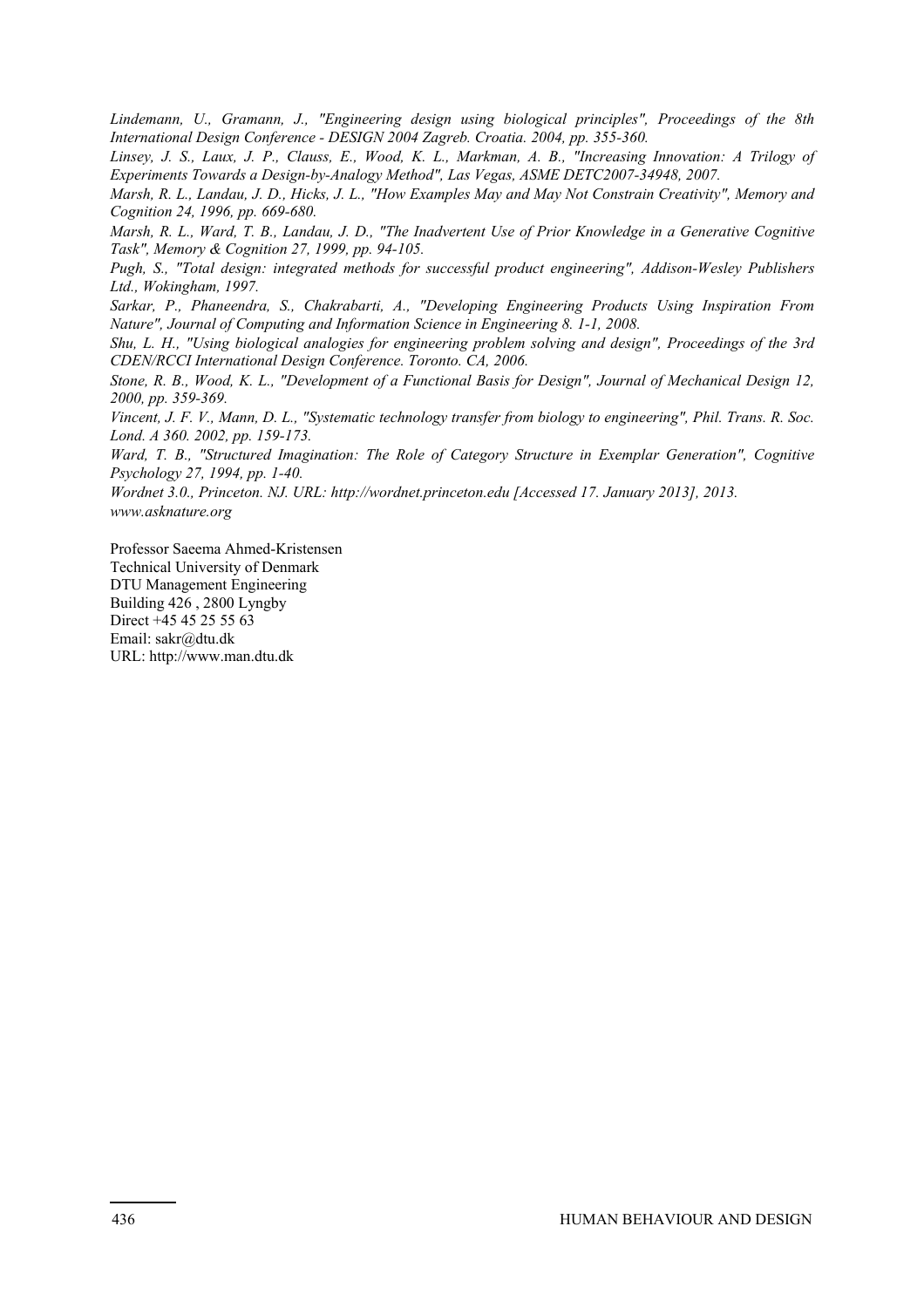*Lindemann, U., Gramann, J., "Engineering design using biological principles", Proceedings of the 8th International Design Conference - DESIGN 2004 Zagreb. Croatia. 2004, pp. 355-360.*

*Linsey, J. S., Laux, J. P., Clauss, E., Wood, K. L., Markman, A. B., "Increasing Innovation: A Trilogy of Experiments Towards a Design-by-Analogy Method", Las Vegas, ASME DETC2007-34948, 2007.*

*Marsh, R. L., Landau, J. D., Hicks, J. L., "How Examples May and May Not Constrain Creativity", Memory and Cognition 24, 1996, pp. 669-680.*

*Marsh, R. L., Ward, T. B., Landau, J. D., "The Inadvertent Use of Prior Knowledge in a Generative Cognitive Task", Memory & Cognition 27, 1999, pp. 94-105.*

*Pugh, S., "Total design: integrated methods for successful product engineering", Addison-Wesley Publishers Ltd., Wokingham, 1997.*

*Sarkar, P., Phaneendra, S., Chakrabarti, A., "Developing Engineering Products Using Inspiration From Nature", Journal of Computing and Information Science in Engineering 8. 1-1, 2008.*

*Shu, L. H., "Using biological analogies for engineering problem solving and design", Proceedings of the 3rd CDEN/RCCI International Design Conference. Toronto. CA, 2006.*

*Stone, R. B., Wood, K. L., "Development of a Functional Basis for Design", Journal of Mechanical Design 12, 2000, pp. 359-369.*

*Vincent, J. F. V., Mann, D. L., "Systematic technology transfer from biology to engineering", Phil. Trans. R. Soc. Lond. A 360. 2002, pp. 159-173.*

*Ward, T. B., "Structured Imagination: The Role of Category Structure in Exemplar Generation", Cognitive Psychology 27, 1994, pp. 1-40.*

*Wordnet 3.0., Princeton. NJ. URL: http://wordnet.princeton.edu [Accessed 17. January 2013], 2013.*

*www.asknature.org*

Professor Saeema Ahmed-Kristensen
Technical University of Denmark
DTU Management Engineering
Building 426 , 2800 Lyngby
Direct +45 45 25 55 63
Email: sakr@dtu.dk
URL: http://www.man.dtu.dk